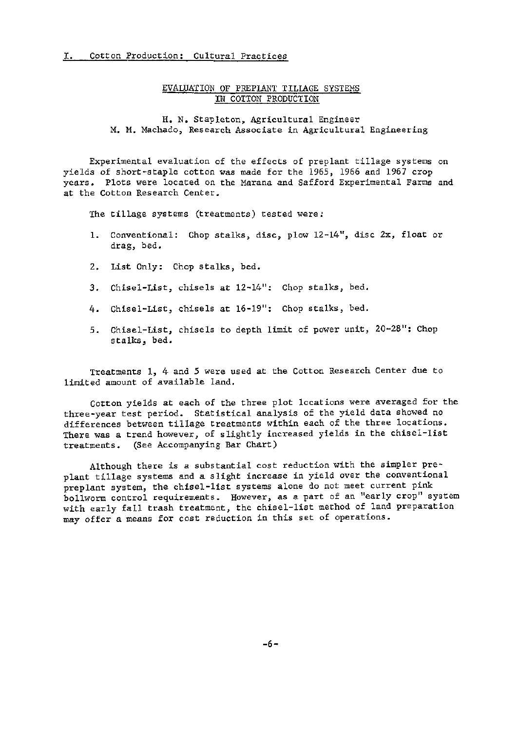I. Cotton Production: Cultural Practices

## EVALUATION OF PREPLANT TILLAGE SYSTEMS IN COTTON PRODUCTION

H. N. Stapleton, Agricultural Engineer
M. M. Machado, Research Associate in Agricultural Engineering

Experimental evaluation of the effects of preplant tillage systems on yields of short-staple cotton was made for the 1965, 1966 and 1967 crop years. Plots were located on the Marana and Safford Experimental Farms and at the Cotton Research Center.

The tillage systems (treatments) tested were:

1. Conventional: Chop stalks, disc, plow 12-14", disc 2x, float or drag, bed.
2. List Only: Chop stalks, bed.
3. Chisel-List, chisels at 12-14": Chop stalks, bed.
4. Chisel-List, chisels at 16-19": Chop stalks, bed.
5. Chisel-List, chisels to depth limit of power unit, 20-28": Chop stalks, bed.

Treatments 1, 4 and 5 were used at the Cotton Research Center due to limited amount of available land.

Cotton yields at each of the three plot locations were averaged for the three-year test period. Statistical analysis of the yield data showed no differences between tillage treatments within each of the three locations. There was a trend however, of slightly increased yields in the chisel-list treatments. (See Accompanying Bar Chart)

Although there is a substantial cost reduction with the simpler preplant tillage systems and a slight increase in yield over the conventional preplant system, the chisel-list systems alone do not meet current pink bollworm control requirements. However, as a part of an "early crop" system with early fall trash treatment, the chisel-list method of land preparation may offer a means for cost reduction in this set of operations.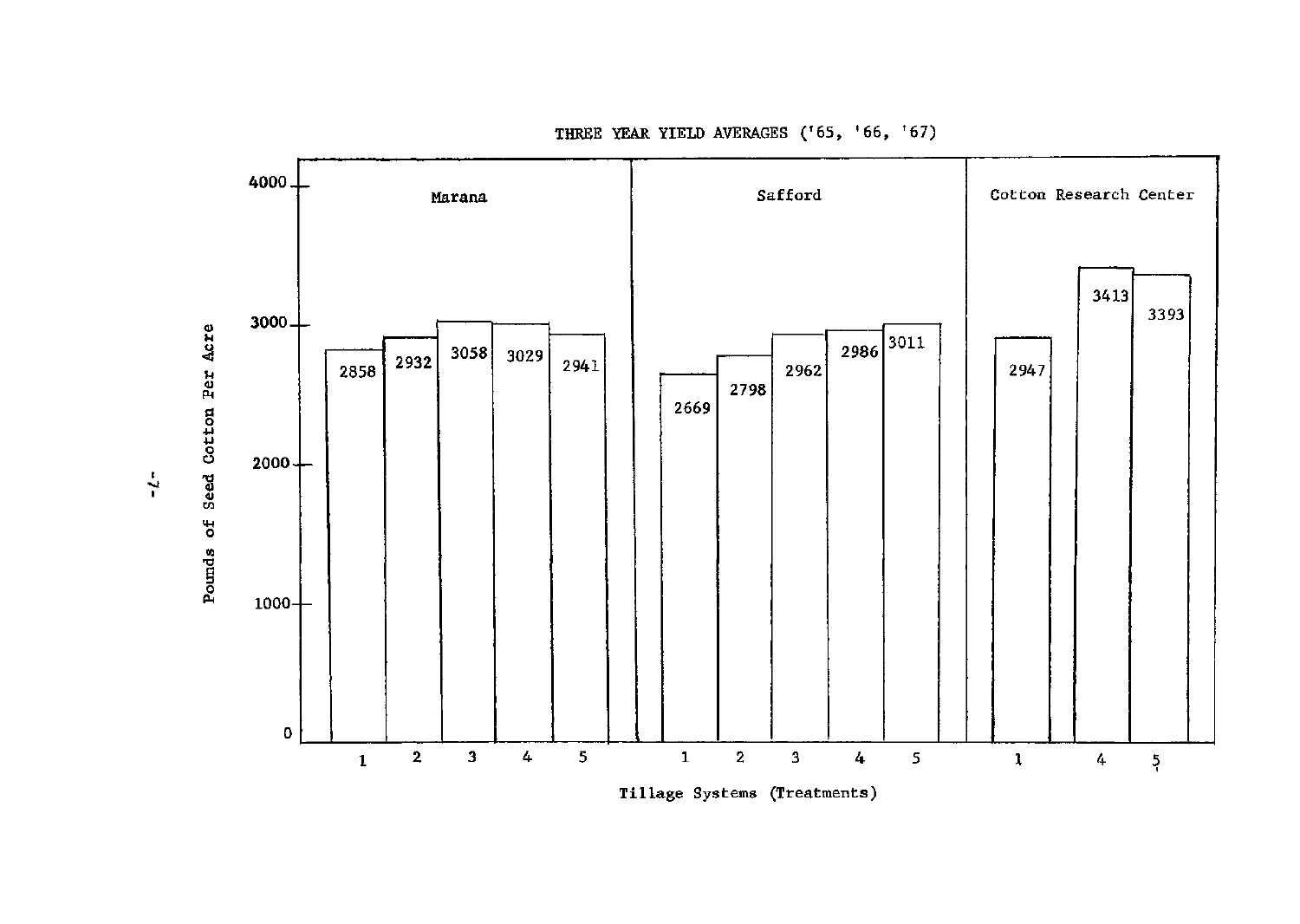THREE YEAR YIELD AVERAGES ('65, '66, '67)

Pounds of Seed Cotton Per Acre

4000

3000

2000

1000

0

Marana

2858

2932

3058

3029

2941

1 2 3 4 5

Safford

2669

2798

2962

2986

3011

1 2 3 4 5

Cotton Research Center

2947

3413

3393

1 4 5

Tillage Systems (Treatments)